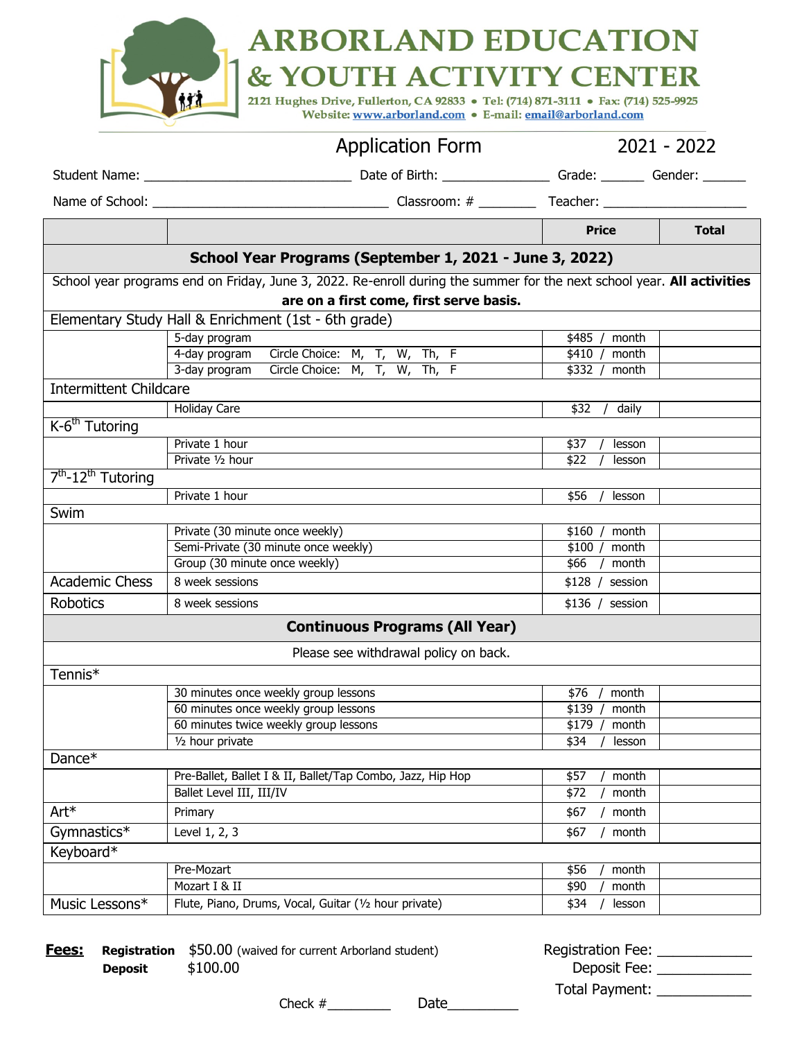# ARBORLAND EDUCATION & YOUTH ACTIVITY CENTER

2121 Hughes Drive, Fullerton, CA 92833 • Tel: (714) 871-3111 • Fax: (714) 525-9925
Website: www.arborland.com • E-mail: email@arborland.com

## Application Form 2021 - 2022

Student Name: ____________________________ Date of Birth: _______________ Grade: ______ Gender: ______

Name of School: _________________________________ Classroom: # ________ Teacher: ____________________

| | | Price | Total |
|---|---|---|---|
| **School Year Programs (September 1, 2021 - June 3, 2022)** | | | |
| School year programs end on Friday, June 3, 2022. Re-enroll during the summer for the next school year. **All activities are on a first come, first serve basis.** | | | |
| Elementary Study Hall & Enrichment (1st - 6th grade) | | | |
| | 5-day program | $485 / month | |
| | 4-day program Circle Choice: M, T, W, Th, F | $410 / month | |
| | 3-day program Circle Choice: M, T, W, Th, F | $332 / month | |
| Intermittent Childcare | | | |
| | Holiday Care | $32 / daily | |
| K-6th Tutoring | | | |
| | Private 1 hour | $37 / lesson | |
| | Private ½ hour | $22 / lesson | |
| 7th-12th Tutoring | | | |
| | Private 1 hour | $56 / lesson | |
| Swim | | | |
| | Private (30 minute once weekly) | $160 / month | |
| | Semi-Private (30 minute once weekly) | $100 / month | |
| | Group (30 minute once weekly) | $66 / month | |
| Academic Chess | 8 week sessions | $128 / session | |
| Robotics | 8 week sessions | $136 / session | |
| **Continuous Programs (All Year)** | | | |
| Please see withdrawal policy on back. | | | |
| Tennis* | | | |
| | 30 minutes once weekly group lessons | $76 / month | |
| | 60 minutes once weekly group lessons | $139 / month | |
| | 60 minutes twice weekly group lessons | $179 / month | |
| | ½ hour private | $34 / lesson | |
| Dance* | | | |
| | Pre-Ballet, Ballet I & II, Ballet/Tap Combo, Jazz, Hip Hop | $57 / month | |
| | Ballet Level III, III/IV | $72 / month | |
| Art* | Primary | $67 / month | |
| Gymnastics* | Level 1, 2, 3 | $67 / month | |
| Keyboard* | | | |
| | Pre-Mozart | $56 / month | |
| | Mozart I & II | $90 / month | |
| Music Lessons* | Flute, Piano, Drums, Vocal, Guitar (½ hour private) | $34 / lesson | |

**Fees:**
**Registration** $50.00 (waived for current Arborland student)
**Deposit** $100.00

Registration Fee: ____________
Deposit Fee: ____________
Total Payment: ____________

Check #________ Date_________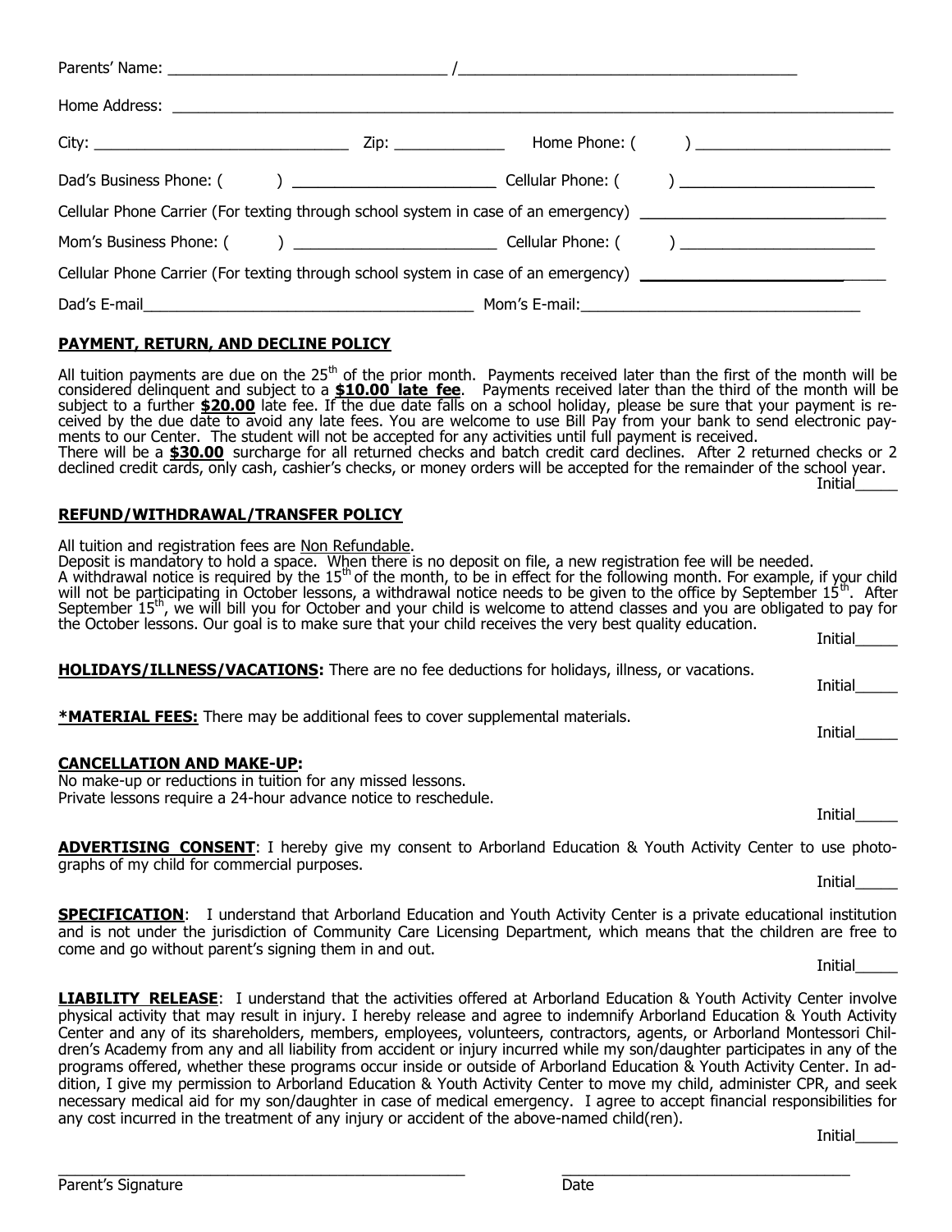Parents' Name: ________________________________ /________________________________________

Home Address: ____________________________________________________________________________________

City: ______________________________ Zip: _____________ Home Phone: ( ) ______________________

Dad's Business Phone: ( ) ________________________ Cellular Phone: ( ) ______________________

Cellular Phone Carrier (For texting through school system in case of an emergency) ______________________________

Mom's Business Phone: ( ) ________________________ Cellular Phone: ( ) ______________________

Cellular Phone Carrier (For texting through school system in case of an emergency) ______________________________

Dad's E-mail_______________________________________ Mom's E-mail:________________________________

**PAYMENT, RETURN, AND DECLINE POLICY**

All tuition payments are due on the 25th of the prior month. Payments received later than the first of the month will be considered delinquent and subject to a **$10.00 late fee**. Payments received later than the third of the month will be subject to a further **$20.00** late fee. If the due date falls on a school holiday, please be sure that your payment is received by the due date to avoid any late fees. You are welcome to use Bill Pay from your bank to send electronic payments to our Center. The student will not be accepted for any activities until full payment is received.
There will be a **$30.00** surcharge for all returned checks and batch credit card declines. After 2 returned checks or 2 declined credit cards, only cash, cashier's checks, or money orders will be accepted for the remainder of the school year.

Initial_____

**REFUND/WITHDRAWAL/TRANSFER POLICY**

All tuition and registration fees are Non Refundable.
Deposit is mandatory to hold a space. When there is no deposit on file, a new registration fee will be needed.
A withdrawal notice is required by the 15th of the month, to be in effect for the following month. For example, if your child will not be participating in October lessons, a withdrawal notice needs to be given to the office by September 15th. After September 15th, we will bill you for October and your child is welcome to attend classes and you are obligated to pay for the October lessons. Our goal is to make sure that your child receives the very best quality education.

Initial_____

**HOLIDAYS/ILLNESS/VACATIONS:** There are no fee deductions for holidays, illness, or vacations.

Initial_____

***MATERIAL FEES:** There may be additional fees to cover supplemental materials.

Initial_____

**CANCELLATION AND MAKE-UP:**
No make-up or reductions in tuition for any missed lessons.
Private lessons require a 24-hour advance notice to reschedule.

Initial_____

**ADVERTISING CONSENT**: I hereby give my consent to Arborland Education & Youth Activity Center to use photographs of my child for commercial purposes.

Initial_____

**SPECIFICATION**: I understand that Arborland Education and Youth Activity Center is a private educational institution and is not under the jurisdiction of Community Care Licensing Department, which means that the children are free to come and go without parent's signing them in and out.

Initial_____

**LIABILITY RELEASE**: I understand that the activities offered at Arborland Education & Youth Activity Center involve physical activity that may result in injury. I hereby release and agree to indemnify Arborland Education & Youth Activity Center and any of its shareholders, members, employees, volunteers, contractors, agents, or Arborland Montessori Children's Academy from any and all liability from accident or injury incurred while my son/daughter participates in any of the programs offered, whether these programs occur inside or outside of Arborland Education & Youth Activity Center. In addition, I give my permission to Arborland Education & Youth Activity Center to move my child, administer CPR, and seek necessary medical aid for my son/daughter in case of medical emergency. I agree to accept financial responsibilities for any cost incurred in the treatment of any injury or accident of the above-named child(ren).

Initial_____

_______________________________________________ ___________________________________

Parent's Signature Date